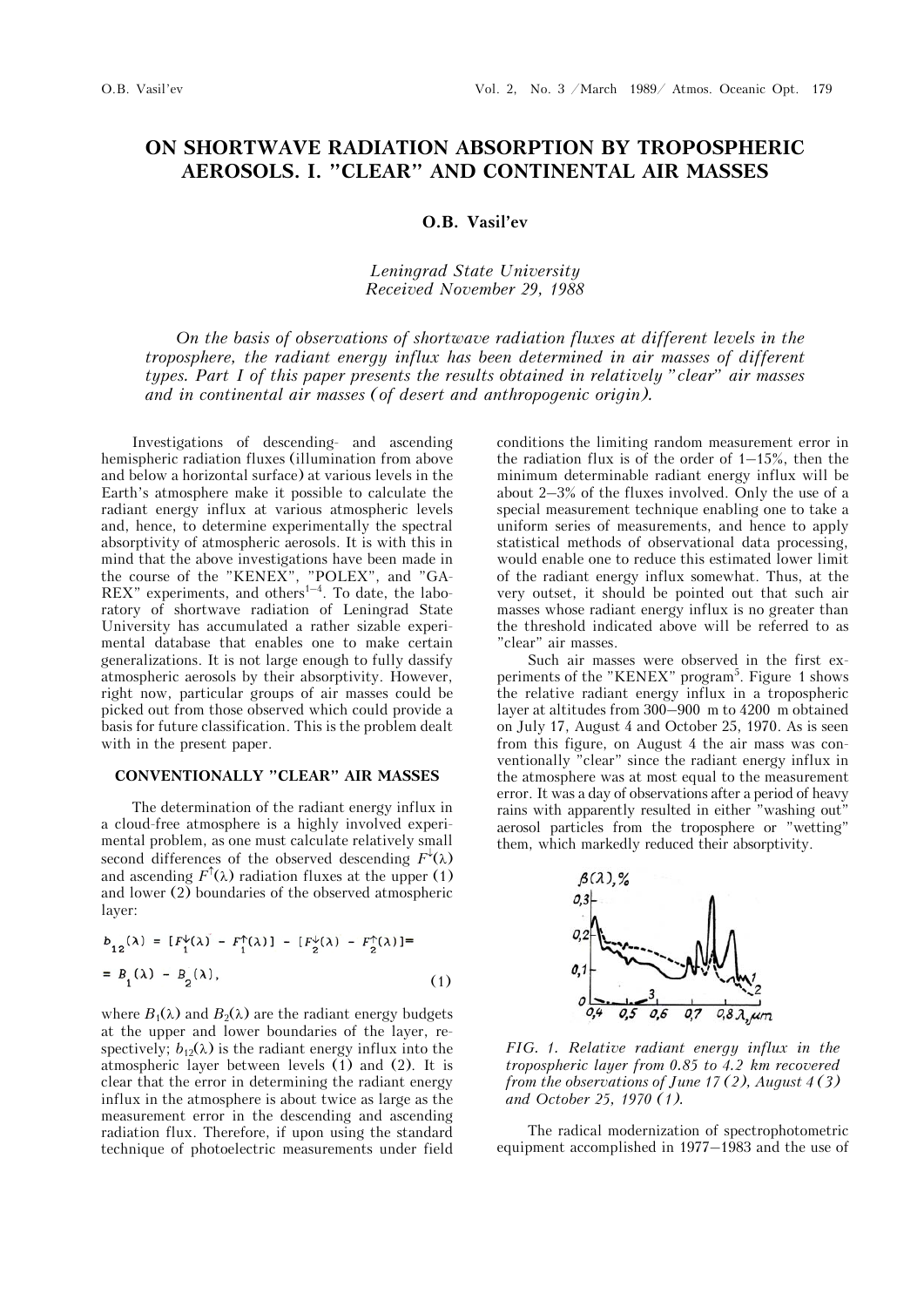# ON SHORTWAVE RADIATION ABSORPTION BY TROPOSPHERIC AEROSOLS. I. "CLEAR" AND CONTINENTAL AIR MASSES

**O.B. Vasil'ev**

*Leningrad State University*
*Received November 29, 1988*

*On the basis of observations of shortwave radiation fluxes at different levels in the troposphere, the radiant energy influx has been determined in air masses of different types. Part I of this paper presents the results obtained in relatively "clear" air masses and in continental air masses (of desert and anthropogenic origin).*

Investigations of descending- and ascending hemispheric radiation fluxes (illumination from above and below a horizontal surface) at various levels in the Earth's atmosphere make it possible to calculate the radiant energy influx at various atmospheric levels and, hence, to determine experimentally the spectral absorptivity of atmospheric aerosols. It is with this in mind that the above investigations have been made in the course of the "KENEX", "POLEX", and "GAREX" experiments, and others[1–4]. To date, the laboratory of shortwave radiation of Leningrad State University has accumulated a rather sizable experimental database that enables one to make certain generalizations. It is not large enough to fully dassify atmospheric aerosols by their absorptivity. However, right now, particular groups of air masses could be picked out from those observed which could provide a basis for future classification. This is the problem dealt with in the present paper.

## CONVENTIONALLY "CLEAR" AIR MASSES

The determination of the radiant energy influx in a cloud-free atmosphere is a highly involved experimental problem, as one must calculate relatively small second differences of the observed descending $F^{\downarrow}(\lambda)$ and ascending $F^{\uparrow}(\lambda)$ radiation fluxes at the upper (1) and lower (2) boundaries of the observed atmospheric layer:

$$b_{12}(\lambda) = [F_1^{\downarrow}(\lambda) - F_1^{\uparrow}(\lambda)] - [F_2^{\downarrow}(\lambda) - F_2^{\uparrow}(\lambda)] = B_1(\lambda) - B_2(\lambda), \tag{1}$$

where $B_1(\lambda)$ and $B_2(\lambda)$ are the radiant energy budgets at the upper and lower boundaries of the layer, respectively; $b_{12}(\lambda)$ is the radiant energy influx into the atmospheric layer between levels (1) and (2). It is clear that the error in determining the radiant energy influx in the atmosphere is about twice as large as the measurement error in the descending and ascending radiation flux. Therefore, if upon using the standard technique of photoelectric measurements under field conditions the limiting random measurement error in the radiation flux is of the order of 1–15%, then the minimum determinable radiant energy influx will be about 2–3% of the fluxes involved. Only the use of a special measurement technique enabling one to take a uniform series of measurements, and hence to apply statistical methods of observational data processing, would enable one to reduce this estimated lower limit of the radiant energy influx somewhat. Thus, at the very outset, it should be pointed out that such air masses whose radiant energy influx is no greater than the threshold indicated above will be referred to as "clear" air masses.

Such air masses were observed in the first experiments of the "KENEX" program[5]. Figure 1 shows the relative radiant energy influx in a tropospheric layer at altitudes from 300–900 m to 4200 m obtained on July 17, August 4 and October 25, 1970. As is seen from this figure, on August 4 the air mass was conventionally "clear" since the radiant energy influx in the atmosphere was at most equal to the measurement error. It was a day of observations after a period of heavy rains with apparently resulted in either "washing out" aerosol particles from the troposphere or "wetting" them, which markedly reduced their absorptivity.

*FIG. 1. Relative radiant energy influx in the tropospheric layer from 0.85 to 4.2 km recovered from the observations of June 17 (2), August 4 (3) and October 25, 1970 (1).*

The radical modernization of spectrophotometric equipment accomplished in 1977–1983 and the use of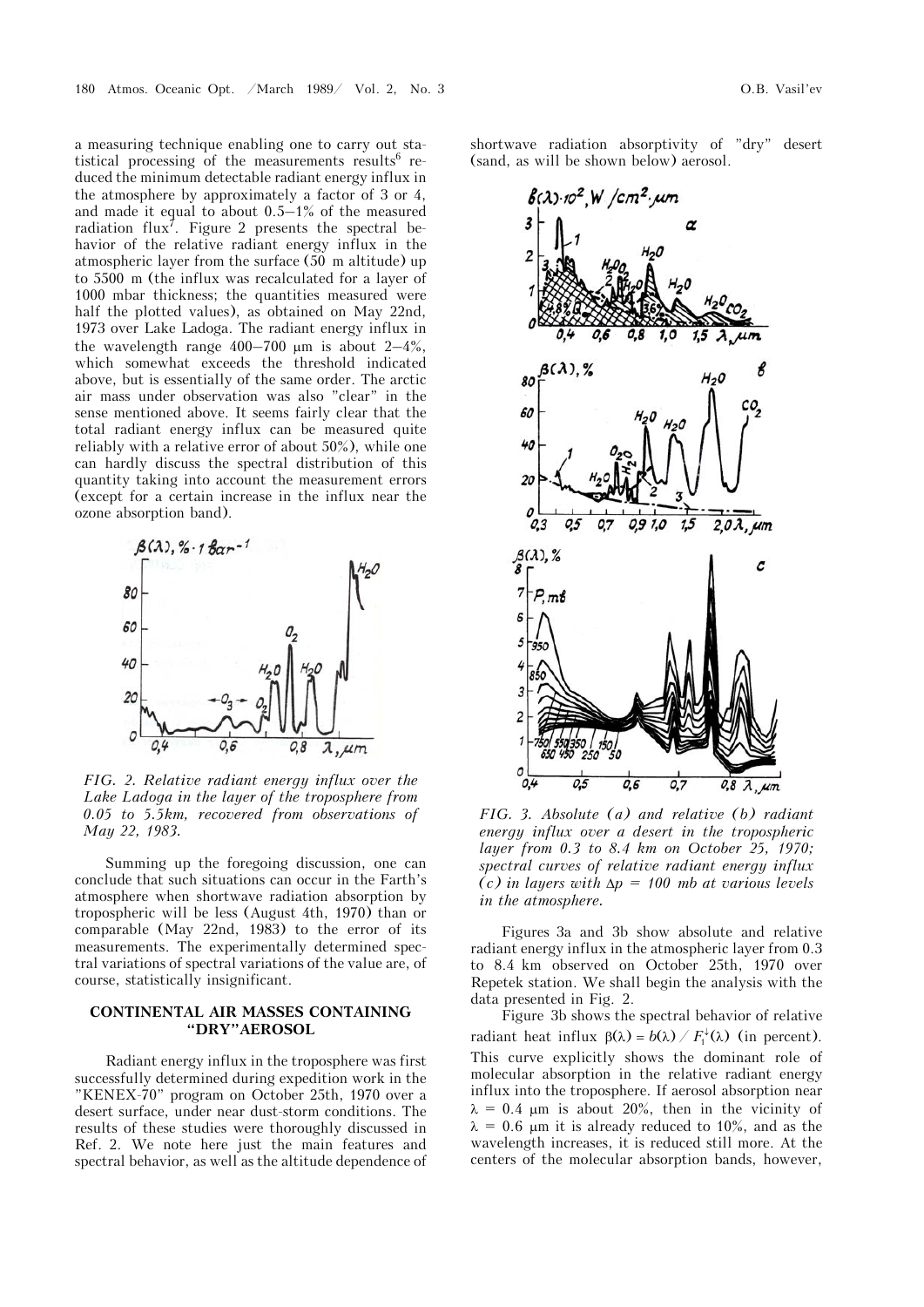a measuring technique enabling one to carry out statistical processing of the measurements results[6] reduced the minimum detectable radiant energy influx in the atmosphere by approximately a factor of 3 or 4, and made it equal to about 0.5–1% of the measured radiation flux[7]. Figure 2 presents the spectral behavior of the relative radiant energy influx in the atmospheric layer from the surface (50 m altitude) up to 5500 m (the influx was recalculated for a layer of 1000 mbar thickness; the quantities measured were half the plotted values), as obtained on May 22nd, 1973 over Lake Ladoga. The radiant energy influx in the wavelength range 400–700 μm is about 2–4%, which somewhat exceeds the threshold indicated above, but is essentially of the same order. The arctic air mass under observation was also "clear" in the sense mentioned above. It seems fairly clear that the total radiant energy influx can be measured quite reliably with a relative error of about 50%), while one can hardly discuss the spectral distribution of this quantity taking into account the measurement errors (except for a certain increase in the influx near the ozone absorption band).

*FIG. 2. Relative radiant energy influx over the Lake Ladoga in the layer of the troposphere from 0.05 to 5.5km, recovered from observations of May 22, 1983.*

Summing up the foregoing discussion, one can conclude that such situations can occur in the Earth's atmosphere when shortwave radiation absorption by tropospheric will be less (August 4th, 1970) than or comparable (May 22nd, 1983) to the error of its measurements. The experimentally determined spectral variations of spectral variations of the value are, of course, statistically insignificant.

## CONTINENTAL AIR MASSES CONTAINING "DRY" AEROSOL

Radiant energy influx in the troposphere was first successfully determined during expedition work in the "KENEX-70" program on October 25th, 1970 over a desert surface, under near dust-storm conditions. The results of these studies were thoroughly discussed in Ref. 2. We note here just the main features and spectral behavior, as well as the altitude dependence of shortwave radiation absorptivity of "dry" desert (sand, as will be shown below) aerosol.

*FIG. 3. Absolute (a) and relative (b) radiant energy influx over a desert in the tropospheric layer from 0.3 to 8.4 km on October 25, 1970; spectral curves of relative radiant energy influx (c) in layers with $\Delta p = 100$ mb at various levels in the atmosphere.*

Figures 3a and 3b show absolute and relative radiant energy influx in the atmospheric layer from 0.3 to 8.4 km observed on October 25th, 1970 over Repetek station. We shall begin the analysis with the data presented in Fig. 2.

Figure 3b shows the spectral behavior of relative radiant heat influx $\beta(\lambda) = b(\lambda) / F_1^{\downarrow}(\lambda)$ (in percent). This curve explicitly shows the dominant role of molecular absorption in the relative radiant energy influx into the troposphere. If aerosol absorption near $\lambda = 0.4$ μm is about 20%, then in the vicinity of $\lambda = 0.6$ μm it is already reduced to 10%, and as the wavelength increases, it is reduced still more. At the centers of the molecular absorption bands, however,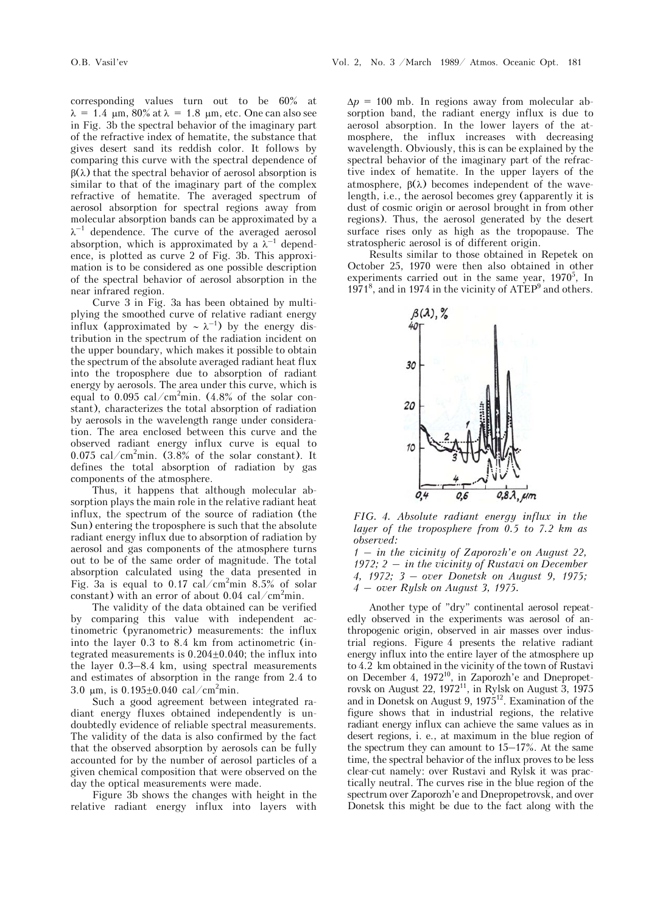corresponding values turn out to be 60% at $\lambda = 1.4$ μm, 80% at $\lambda = 1.8$ μm, etc. One can also see in Fig. 3b the spectral behavior of the imaginary part of the refractive index of hematite, the substance that gives desert sand its reddish color. It follows by comparing this curve with the spectral dependence of $\beta(\lambda)$ that the spectral behavior of aerosol absorption is similar to that of the imaginary part of the complex refractive of hematite. The averaged spectrum of aerosol absorption for spectral regions away from molecular absorption bands can be approximated by a $\lambda^{-1}$ dependence. The curve of the averaged aerosol absorption, which is approximated by a $\lambda^{-1}$ dependence, is plotted as curve 2 of Fig. 3b. This approximation is to be considered as one possible description of the spectral behavior of aerosol absorption in the near infrared region.

Curve 3 in Fig. 3a has been obtained by multiplying the smoothed curve of relative radiant energy influx (approximated by $\sim \lambda^{-1}$) by the energy distribution in the spectrum of the radiation incident on the upper boundary, which makes it possible to obtain the spectrum of the absolute averaged radiant heat flux into the troposphere due to absorption of radiant energy by aerosols. The area under this curve, which is equal to 0.095 cal/cm$^2$min. (4.8% of the solar constant), characterizes the total absorption of radiation by aerosols in the wavelength range under consideration. The area enclosed between this curve and the observed radiant energy influx curve is equal to 0.075 cal/cm$^2$min. (3.8% of the solar constant). It defines the total absorption of radiation by gas components of the atmosphere.

Thus, it happens that although molecular absorption plays the main role in the relative radiant heat influx, the spectrum of the source of radiation (the Sun) entering the troposphere is such that the absolute radiant energy influx due to absorption of radiation by aerosol and gas components of the atmosphere turns out to be of the same order of magnitude. The total absorption calculated using the data presented in Fig. 3a is equal to 0.17 cal/cm$^2$min 8.5% of solar constant) with an error of about 0.04 cal/cm$^2$min.

The validity of the data obtained can be verified by comparing this value with independent actinometric (pyranometric) measurements: the influx into the layer 0.3 to 8.4 km from actinometric (integrated measurements is $0.204 \pm 0.040$; the influx into the layer 0.3–8.4 km, using spectral measurements and estimates of absorption in the range from 2.4 to 3.0 μm, is $0.195 \pm 0.040$ cal/cm$^2$min.

Such a good agreement between integrated radiant energy fluxes obtained independently is undoubtedly evidence of reliable spectral measurements. The validity of the data is also confirmed by the fact that the observed absorption by aerosols can be fully accounted for by the number of aerosol particles of a given chemical composition that were observed on the day the optical measurements were made.

Figure 3b shows the changes with height in the relative radiant energy influx into layers with $\Delta p = 100$ mb. In regions away from molecular absorption band, the radiant energy influx is due to aerosol absorption. In the lower layers of the atmosphere, the influx increases with decreasing wavelength. Obviously, this is can be explained by the spectral behavior of the imaginary part of the refractive index of hematite. In the upper layers of the atmosphere, $\beta(\lambda)$ becomes independent of the wavelength, i.e., the aerosol becomes grey (apparently it is dust of cosmic origin or aerosol brought in from other regions). Thus, the aerosol generated by the desert surface rises only as high as the tropopause. The stratospheric aerosol is of different origin.

Results similar to those obtained in Repetek on October 25, 1970 were then also obtained in other experiments carried out in the same year, 1970[5], In 1971[8], and in 1974 in the vicinity of ATEP[9] and others.

*FIG. 4. Absolute radiant energy influx in the layer of the troposphere from 0.5 to 7.2 km as observed:*
*1 – in the vicinity of Zaporozh'e on August 22, 1972; 2 – in the vicinity of Rustavi on December 4, 1972; 3 – over Donetsk on August 9, 1975; 4 – over Rylsk on August 3, 1975.*

Another type of "dry" continental aerosol repeatedly observed in the experiments was aerosol of anthropogenic origin, observed in air masses over industrial regions. Figure 4 presents the relative radiant energy influx into the entire layer of the atmosphere up to 4.2 km obtained in the vicinity of the town of Rustavi on December 4, 1972[10], in Zaporozh'e and Dnepropetrovsk on August 22, 1972[11], in Rylsk on August 3, 1975 and in Donetsk on August 9, 1975[12]. Examination of the figure shows that in industrial regions, the relative radiant energy influx can achieve the same values as in desert regions, i. e., at maximum in the blue region of the spectrum they can amount to 15–17%. At the same time, the spectral behavior of the influx proves to be less clear-cut namely: over Rustavi and Rylsk it was practically neutral. The curves rise in the blue region of the spectrum over Zaporozh'e and Dnepropetrovsk, and over Donetsk this might be due to the fact along with the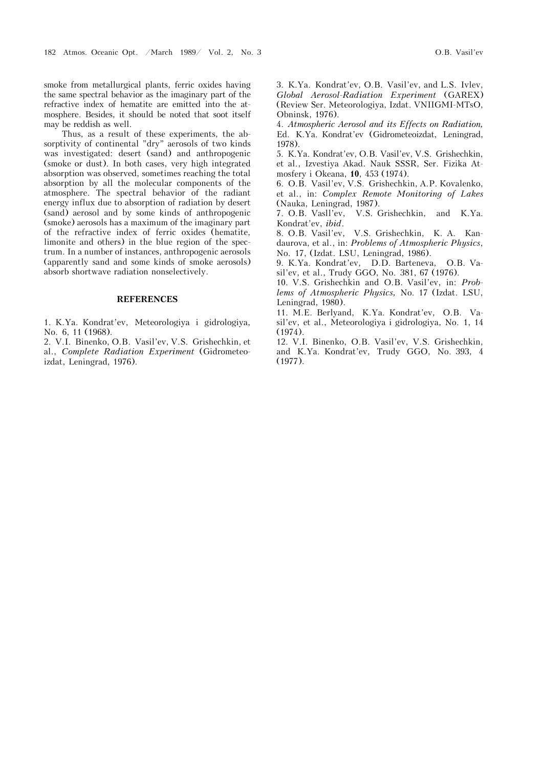smoke from metallurgical plants, ferric oxides having the same spectral behavior as the imaginary part of the refractive index of hematite are emitted into the atmosphere. Besides, it should be noted that soot itself may be reddish as well.

Thus, as a result of these experiments, the absorptivity of continental "dry" aerosols of two kinds was investigated: desert (sand) and anthropogenic (smoke or dust). In both cases, very high integrated absorption was observed, sometimes reaching the total absorption by all the molecular components of the atmosphere. The spectral behavior of the radiant energy influx due to absorption of radiation by desert (sand) aerosol and by some kinds of anthropogenic (smoke) aerosols has a maximum of the imaginary part of the refractive index of ferric oxides (hematite, limonite and others) in the blue region of the spectrum. In a number of instances, anthropogenic aerosols (apparently sand and some kinds of smoke aerosols) absorb shortwave radiation nonselectively.

## REFERENCES

1. K.Ya. Kondrat'ev, Meteorologiya i gidrologiya, No. 6, 11 (1968).
2. V.I. Binenko, O.B. Vasil'ev, V.S. Grishechkin, et al., *Complete Radiation Experiment* (Gidrometeoizdat, Leningrad, 1976).
3. K.Ya. Kondrat'ev, O.B. Vasil'ev, and L.S. Ivlev, *Global Aerosol-Radiation Experiment* (GAREX) (Review Ser. Meteorologiya, Izdat. VNIIGMI-MTsO, Obninsk, 1976).
4. *Atmospheric Aerosol and its Effects on Radiation,* Ed. K.Ya. Kondrat'ev (Gidrometeoizdat, Leningrad, 1978).
5. K.Ya. Kondrat'ev, O.B. Vasil'ev, V.S. Grishechkin, et al., Izvestiya Akad. Nauk SSSR, Ser. Fizika Atmosfery i Okeana, **10**, 453 (1974).
6. O.B. Vasil'ev, V.S. Grishechkin, A.P. Kovalenko, et al., in: *Complex Remote Monitoring of Lakes* (Nauka, Leningrad, 1987).
7. O.B. Vasll'ev, V.S. Grishechkin, and K.Ya. Kondrat'ev, *ibid*.
8. O.B. Vasil'ev, V.S. Grishechkin, K. A. Kandaurova, et al., in: *Problems of Atmospheric Physics*, No. 17, (Izdat. LSU, Leningrad, 1986).
9. K.Ya. Kondrat'ev, D.D. Barteneva, O.B. Vasil'ev, et al., Trudy GGO, No. 381, 67 (1976).
10. V.S. Grishechkin and O.B. Vasil'ev, in: *Problems of Atmospheric Physics,* No. 17 (Izdat. LSU, Leningrad, 1980).
11. M.E. Berlyand, K.Ya. Kondrat'ev, O.B. Vasil'ev, et al., Meteorologiya i gidrologiya, No. 1, 14 (1974).
12. V.I. Binenko, O.B. Vasil'ev, V.S. Grishechkin, and K.Ya. Kondrat'ev, Trudy GGO, No. 393, 4 (1977).